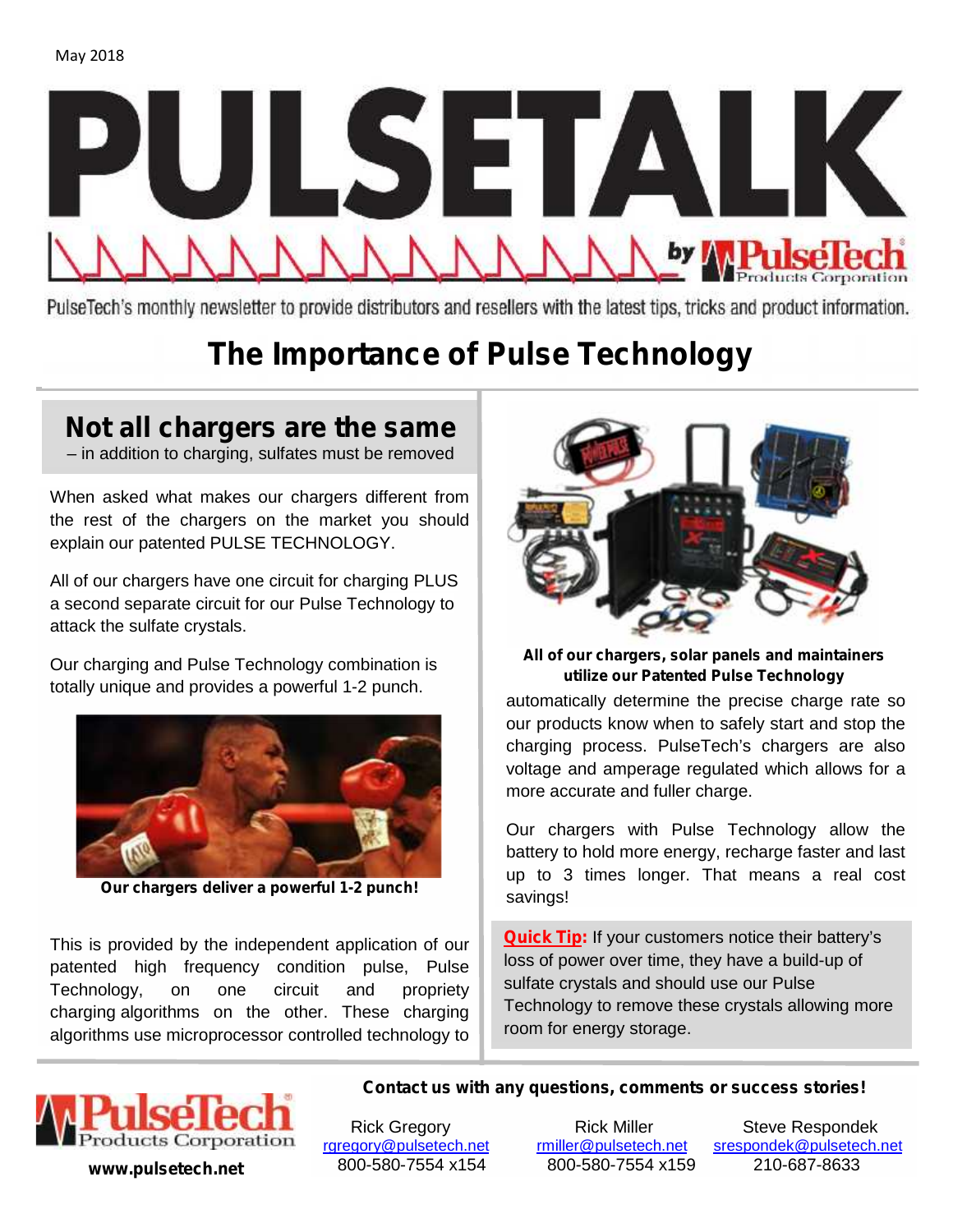May 2018

# PULSETALK

by PulseTech Products Corporation

PulseTech's monthly newsletter to provide distributors and resellers with the latest tips, tricks and product information.

## The Importance of Pulse Technology

### Not all chargers are the same

– in addition to charging, sulfates must be removed

When asked what makes our chargers different from the rest of the chargers on the market you should explain our patented PULSE TECHNOLOGY.

All of our chargers have one circuit for charging PLUS a second separate circuit for our Pulse Technology to attack the sulfate crystals.

Our charging and Pulse Technology combination is totally unique and provides a powerful 1-2 punch.

**Our chargers deliver a powerful 1-2 punch!**

This is provided by the independent application of our patented high frequency condition pulse, Pulse Technology, on one circuit and propriety charging algorithms on the other. These charging algorithms use microprocessor controlled technology to automatically determine the precise charge rate so our products know when to safely start and stop the charging process. PulseTech's chargers are also voltage and amperage regulated which allows for a more accurate and fuller charge.

**All of our chargers, solar panels and maintainers utilize our Patented Pulse Technology**

Our chargers with Pulse Technology allow the battery to hold more energy, recharge faster and last up to 3 times longer. That means a real cost savings!

**Quick Tip:** If your customers notice their battery's loss of power over time, they have a build-up of sulfate crystals and should use our Pulse Technology to remove these crystals allowing more room for energy storage.

**Contact us with any questions, comments or success stories!**

PulseTech Products Corporation
**www.pulsetech.net**

| Rick Gregory | Rick Miller | Steve Respondek |
|---|---|---|
| rgregory@pulsetech.net | rmiller@pulsetech.net | srespondek@pulsetech.net |
| 800-580-7554 x154 | 800-580-7554 x159 | 210-687-8633 |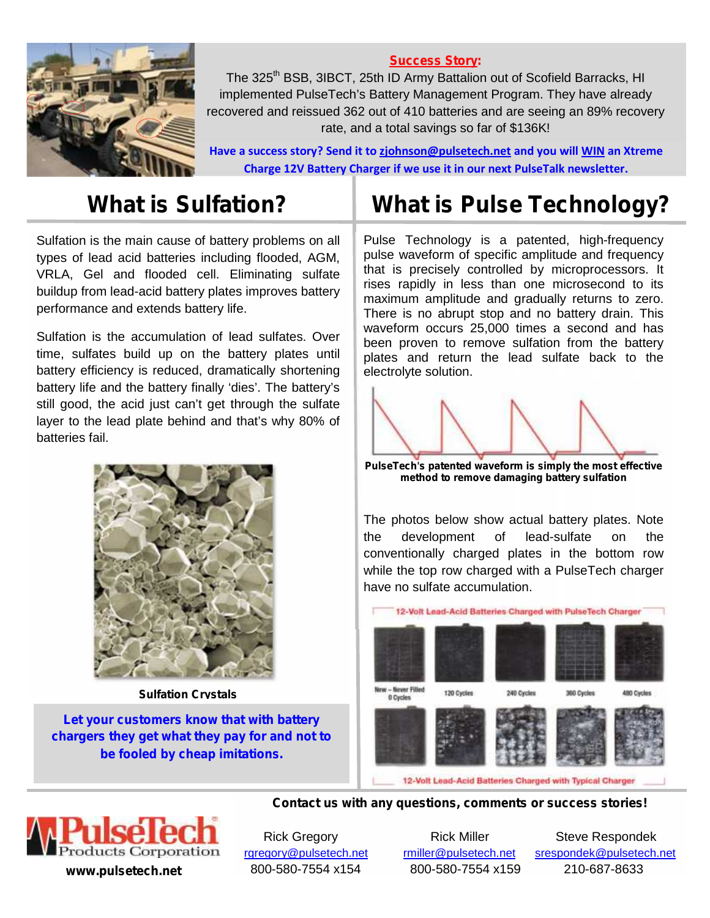**Success Story:**

The 325th BSB, 3IBCT, 25th ID Army Battalion out of Scofield Barracks, HI implemented PulseTech's Battery Management Program. They have already recovered and reissued 362 out of 410 batteries and are seeing an 89% recovery rate, and a total savings so far of $136K!

**Have a success story? Send it to zjohnson@pulsetech.net and you will WIN an Xtreme Charge 12V Battery Charger if we use it in our next PulseTalk newsletter.**

## What is Sulfation?

Sulfation is the main cause of battery problems on all types of lead acid batteries including flooded, AGM, VRLA, Gel and flooded cell. Eliminating sulfate buildup from lead-acid battery plates improves battery performance and extends battery life.

Sulfation is the accumulation of lead sulfates. Over time, sulfates build up on the battery plates until battery efficiency is reduced, dramatically shortening battery life and the battery finally 'dies'. The battery's still good, the acid just can't get through the sulfate layer to the lead plate behind and that's why 80% of batteries fail.

**Sulfation Crystals**

**Let your customers know that with battery chargers they get what they pay for and not to be fooled by cheap imitations.**

## What is Pulse Technology?

Pulse Technology is a patented, high-frequency pulse waveform of specific amplitude and frequency that is precisely controlled by microprocessors. It rises rapidly in less than one microsecond to its maximum amplitude and gradually returns to zero. There is no abrupt stop and no battery drain. This waveform occurs 25,000 times a second and has been proven to remove sulfation from the battery plates and return the lead sulfate back to the electrolyte solution.

**PulseTech's patented waveform is simply the most effective method to remove damaging battery sulfation**

The photos below show actual battery plates. Note the development of lead-sulfate on the conventionally charged plates in the bottom row while the top row charged with a PulseTech charger have no sulfate accumulation.

12-Volt Lead-Acid Batteries Charged with PulseTech Charger

New – Never Filled 0 Cycles

120 Cycles

240 Cycles

360 Cycles

480 Cycles

12-Volt Lead-Acid Batteries Charged with Typical Charger

**Contact us with any questions, comments or success stories!**

PulseTech Products Corporation

**www.pulsetech.net**

| Rick Gregory | Rick Miller | Steve Respondek |
|---|---|---|
| rgregory@pulsetech.net | rmiller@pulsetech.net | srespondek@pulsetech.net |
| 800-580-7554 x154 | 800-580-7554 x159 | 210-687-8633 |